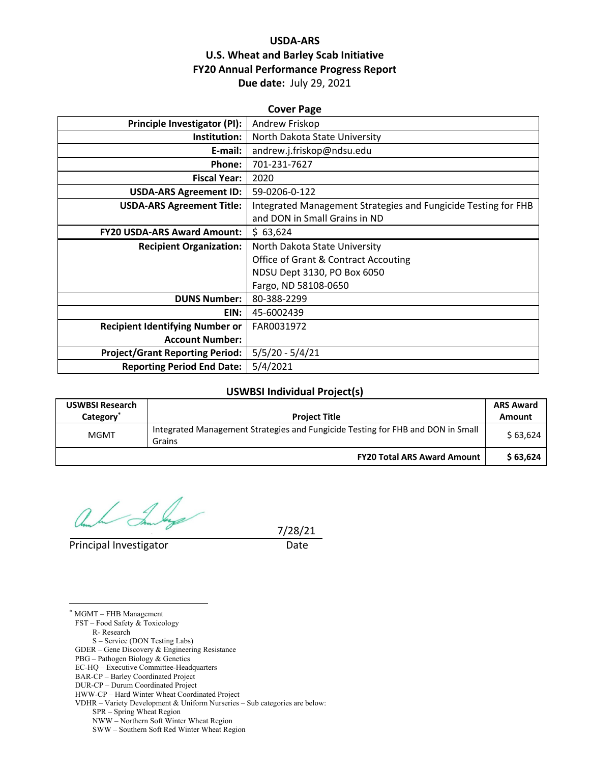# USDA-ARS
# U.S. Wheat and Barley Scab Initiative
# FY20 Annual Performance Progress Report
**Due date:** July 29, 2021

**Cover Page**

| | |
|---|---|
| **Principle Investigator (PI):** | Andrew Friskop |
| **Institution:** | North Dakota State University |
| **E-mail:** | andrew.j.friskop@ndsu.edu |
| **Phone:** | 701-231-7627 |
| **Fiscal Year:** | 2020 |
| **USDA-ARS Agreement ID:** | 59-0206-0-122 |
| **USDA-ARS Agreement Title:** | Integrated Management Strategies and Fungicide Testing for FHB and DON in Small Grains in ND |
| **FY20 USDA-ARS Award Amount:** | $ 63,624 |
| **Recipient Organization:** | North Dakota State University<br>Office of Grant & Contract Accouting<br>NDSU Dept 3130, PO Box 6050<br>Fargo, ND 58108-0650 |
| **DUNS Number:** | 80-388-2299 |
| **EIN:** | 45-6002439 |
| **Recipient Identifying Number or Account Number:** | FAR0031972 |
| **Project/Grant Reporting Period:** | 5/5/20 - 5/4/21 |
| **Reporting Period End Date:** | 5/4/2021 |

**USWBSI Individual Project(s)**

| USWBSI Research Category* | Project Title | ARS Award Amount |
|---|---|---|
| MGMT | Integrated Management Strategies and Fungicide Testing for FHB and DON in Small Grains | $ 63,624 |
| | **FY20 Total ARS Award Amount** | **$ 63,624** |

Principal Investigator — Date: 7/28/21

---

* MGMT – FHB Management
FST – Food Safety & Toxicology
  R- Research
  S – Service (DON Testing Labs)
GDER – Gene Discovery & Engineering Resistance
PBG – Pathogen Biology & Genetics
EC-HQ – Executive Committee-Headquarters
BAR-CP – Barley Coordinated Project
DUR-CP – Durum Coordinated Project
HWW-CP – Hard Winter Wheat Coordinated Project
VDHR – Variety Development & Uniform Nurseries – Sub categories are below:
  SPR – Spring Wheat Region
  NWW – Northern Soft Winter Wheat Region
  SWW – Southern Soft Red Winter Wheat Region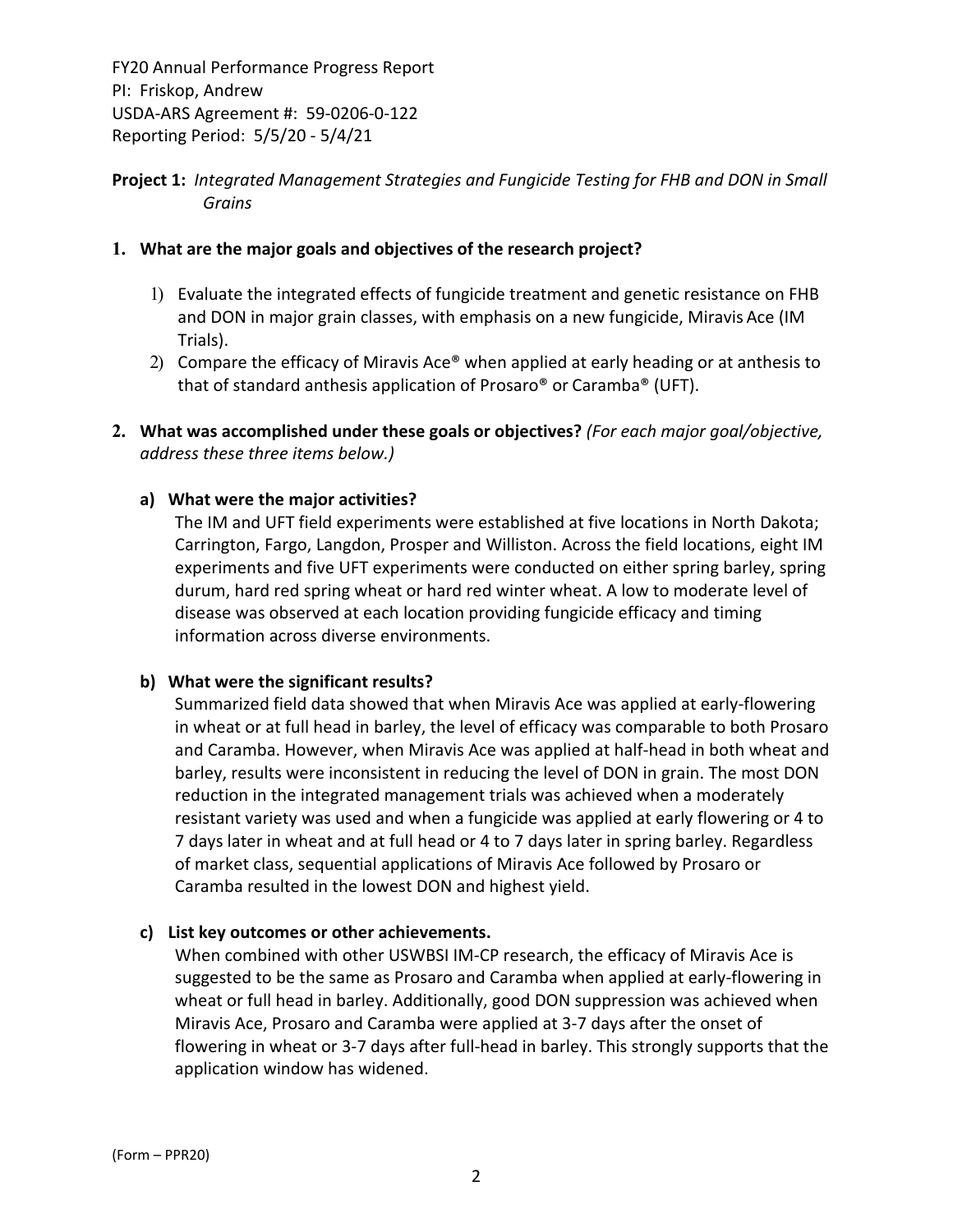FY20 Annual Performance Progress Report
PI: Friskop, Andrew
USDA-ARS Agreement #: 59-0206-0-122
Reporting Period: 5/5/20 - 5/4/21

**Project 1:** *Integrated Management Strategies and Fungicide Testing for FHB and DON in Small Grains*

**1. What are the major goals and objectives of the research project?**

1) Evaluate the integrated effects of fungicide treatment and genetic resistance on FHB and DON in major grain classes, with emphasis on a new fungicide, Miravis Ace (IM Trials).
2) Compare the efficacy of Miravis Ace® when applied at early heading or at anthesis to that of standard anthesis application of Prosaro® or Caramba® (UFT).

**2. What was accomplished under these goals or objectives?** *(For each major goal/objective, address these three items below.)*

**a) What were the major activities?**

The IM and UFT field experiments were established at five locations in North Dakota; Carrington, Fargo, Langdon, Prosper and Williston. Across the field locations, eight IM experiments and five UFT experiments were conducted on either spring barley, spring durum, hard red spring wheat or hard red winter wheat. A low to moderate level of disease was observed at each location providing fungicide efficacy and timing information across diverse environments.

**b) What were the significant results?**

Summarized field data showed that when Miravis Ace was applied at early-flowering in wheat or at full head in barley, the level of efficacy was comparable to both Prosaro and Caramba. However, when Miravis Ace was applied at half-head in both wheat and barley, results were inconsistent in reducing the level of DON in grain. The most DON reduction in the integrated management trials was achieved when a moderately resistant variety was used and when a fungicide was applied at early flowering or 4 to 7 days later in wheat and at full head or 4 to 7 days later in spring barley. Regardless of market class, sequential applications of Miravis Ace followed by Prosaro or Caramba resulted in the lowest DON and highest yield.

**c) List key outcomes or other achievements.**

When combined with other USWBSI IM-CP research, the efficacy of Miravis Ace is suggested to be the same as Prosaro and Caramba when applied at early-flowering in wheat or full head in barley. Additionally, good DON suppression was achieved when Miravis Ace, Prosaro and Caramba were applied at 3-7 days after the onset of flowering in wheat or 3-7 days after full-head in barley. This strongly supports that the application window has widened.

(Form – PPR20)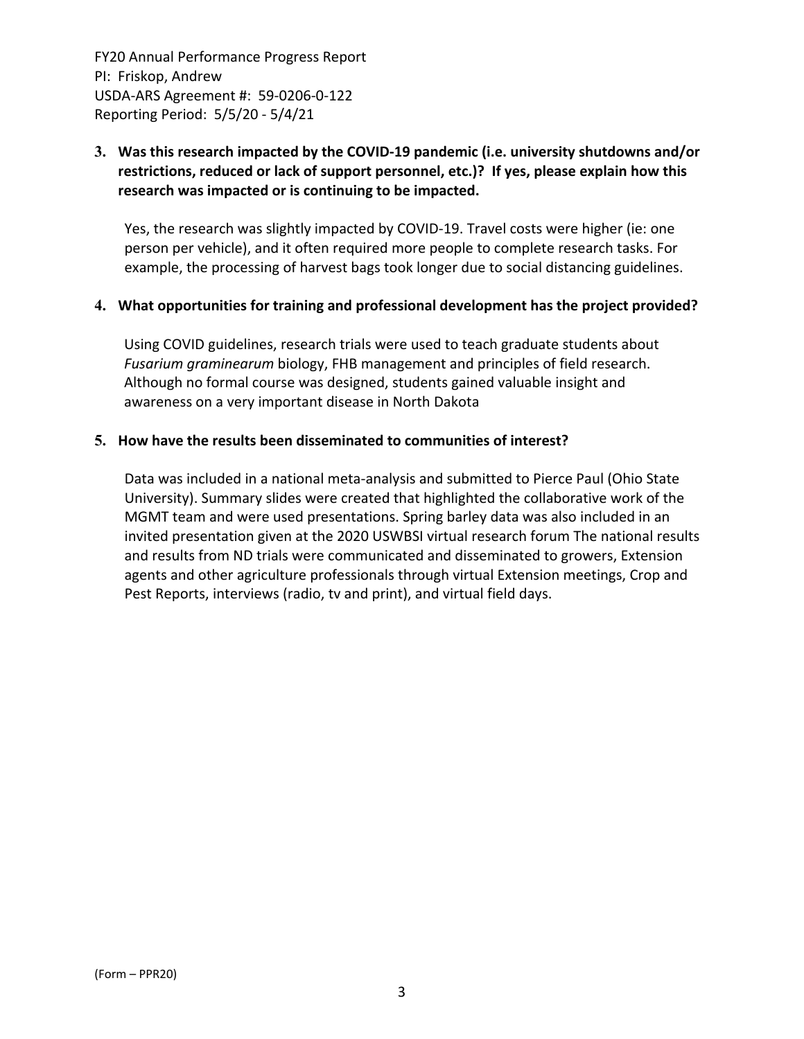**3. Was this research impacted by the COVID-19 pandemic (i.e. university shutdowns and/or restrictions, reduced or lack of support personnel, etc.)? If yes, please explain how this research was impacted or is continuing to be impacted.**

Yes, the research was slightly impacted by COVID-19. Travel costs were higher (ie: one person per vehicle), and it often required more people to complete research tasks. For example, the processing of harvest bags took longer due to social distancing guidelines.

**4. What opportunities for training and professional development has the project provided?**

Using COVID guidelines, research trials were used to teach graduate students about *Fusarium graminearum* biology, FHB management and principles of field research. Although no formal course was designed, students gained valuable insight and awareness on a very important disease in North Dakota

**5. How have the results been disseminated to communities of interest?**

Data was included in a national meta-analysis and submitted to Pierce Paul (Ohio State University). Summary slides were created that highlighted the collaborative work of the MGMT team and were used presentations. Spring barley data was also included in an invited presentation given at the 2020 USWBSI virtual research forum The national results and results from ND trials were communicated and disseminated to growers, Extension agents and other agriculture professionals through virtual Extension meetings, Crop and Pest Reports, interviews (radio, tv and print), and virtual field days.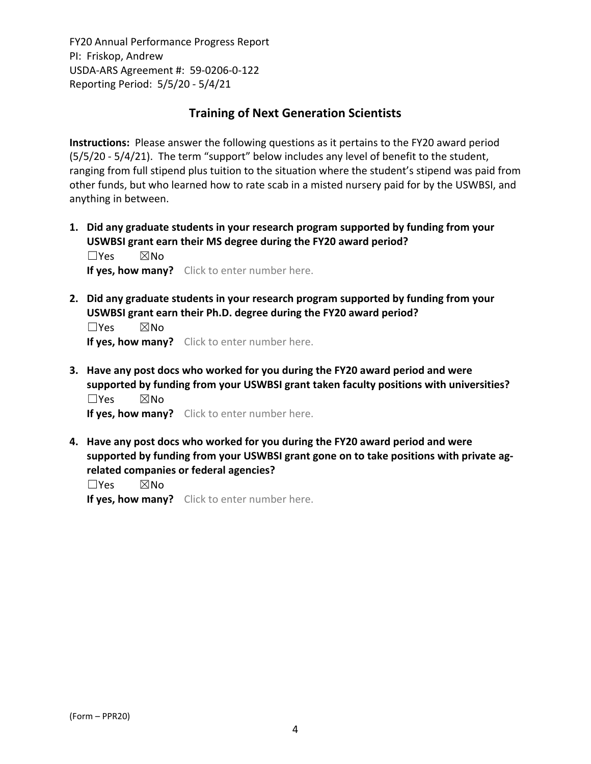## Training of Next Generation Scientists

**Instructions:** Please answer the following questions as it pertains to the FY20 award period (5/5/20 - 5/4/21). The term "support" below includes any level of benefit to the student, ranging from full stipend plus tuition to the situation where the student's stipend was paid from other funds, but who learned how to rate scab in a misted nursery paid for by the USWBSI, and anything in between.

1. **Did any graduate students in your research program supported by funding from your USWBSI grant earn their MS degree during the FY20 award period?**
   ☐Yes ☒No
   **If yes, how many?** Click to enter number here.

2. **Did any graduate students in your research program supported by funding from your USWBSI grant earn their Ph.D. degree during the FY20 award period?**
   ☐Yes ☒No
   **If yes, how many?** Click to enter number here.

3. **Have any post docs who worked for you during the FY20 award period and were supported by funding from your USWBSI grant taken faculty positions with universities?**
   ☐Yes ☒No
   **If yes, how many?** Click to enter number here.

4. **Have any post docs who worked for you during the FY20 award period and were supported by funding from your USWBSI grant gone on to take positions with private ag-related companies or federal agencies?**
   ☐Yes ☒No
   **If yes, how many?** Click to enter number here.

(Form – PPR20)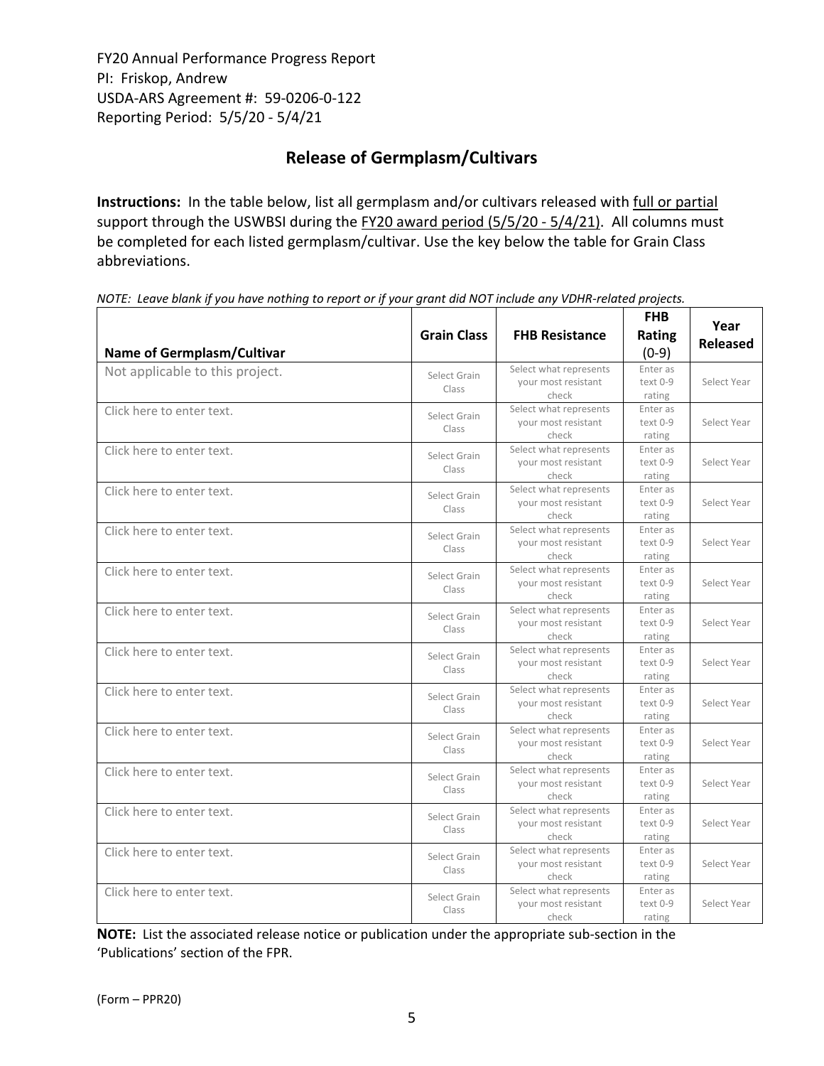FY20 Annual Performance Progress Report
PI: Friskop, Andrew
USDA-ARS Agreement #: 59-0206-0-122
Reporting Period: 5/5/20 - 5/4/21

## Release of Germplasm/Cultivars

**Instructions:** In the table below, list all germplasm and/or cultivars released with full or partial support through the USWBSI during the FY20 award period (5/5/20 - 5/4/21). All columns must be completed for each listed germplasm/cultivar. Use the key below the table for Grain Class abbreviations.

*NOTE: Leave blank if you have nothing to report or if your grant did NOT include any VDHR-related projects.*

| Name of Germplasm/Cultivar | Grain Class | FHB Resistance | FHB Rating (0-9) | Year Released |
|---|---|---|---|---|
| Not applicable to this project. | Select Grain Class | Select what represents your most resistant check | Enter as text 0-9 rating | Select Year |
| Click here to enter text. | Select Grain Class | Select what represents your most resistant check | Enter as text 0-9 rating | Select Year |
| Click here to enter text. | Select Grain Class | Select what represents your most resistant check | Enter as text 0-9 rating | Select Year |
| Click here to enter text. | Select Grain Class | Select what represents your most resistant check | Enter as text 0-9 rating | Select Year |
| Click here to enter text. | Select Grain Class | Select what represents your most resistant check | Enter as text 0-9 rating | Select Year |
| Click here to enter text. | Select Grain Class | Select what represents your most resistant check | Enter as text 0-9 rating | Select Year |
| Click here to enter text. | Select Grain Class | Select what represents your most resistant check | Enter as text 0-9 rating | Select Year |
| Click here to enter text. | Select Grain Class | Select what represents your most resistant check | Enter as text 0-9 rating | Select Year |
| Click here to enter text. | Select Grain Class | Select what represents your most resistant check | Enter as text 0-9 rating | Select Year |
| Click here to enter text. | Select Grain Class | Select what represents your most resistant check | Enter as text 0-9 rating | Select Year |
| Click here to enter text. | Select Grain Class | Select what represents your most resistant check | Enter as text 0-9 rating | Select Year |
| Click here to enter text. | Select Grain Class | Select what represents your most resistant check | Enter as text 0-9 rating | Select Year |
| Click here to enter text. | Select Grain Class | Select what represents your most resistant check | Enter as text 0-9 rating | Select Year |
| Click here to enter text. | Select Grain Class | Select what represents your most resistant check | Enter as text 0-9 rating | Select Year |

**NOTE:** List the associated release notice or publication under the appropriate sub-section in the 'Publications' section of the FPR.

(Form – PPR20)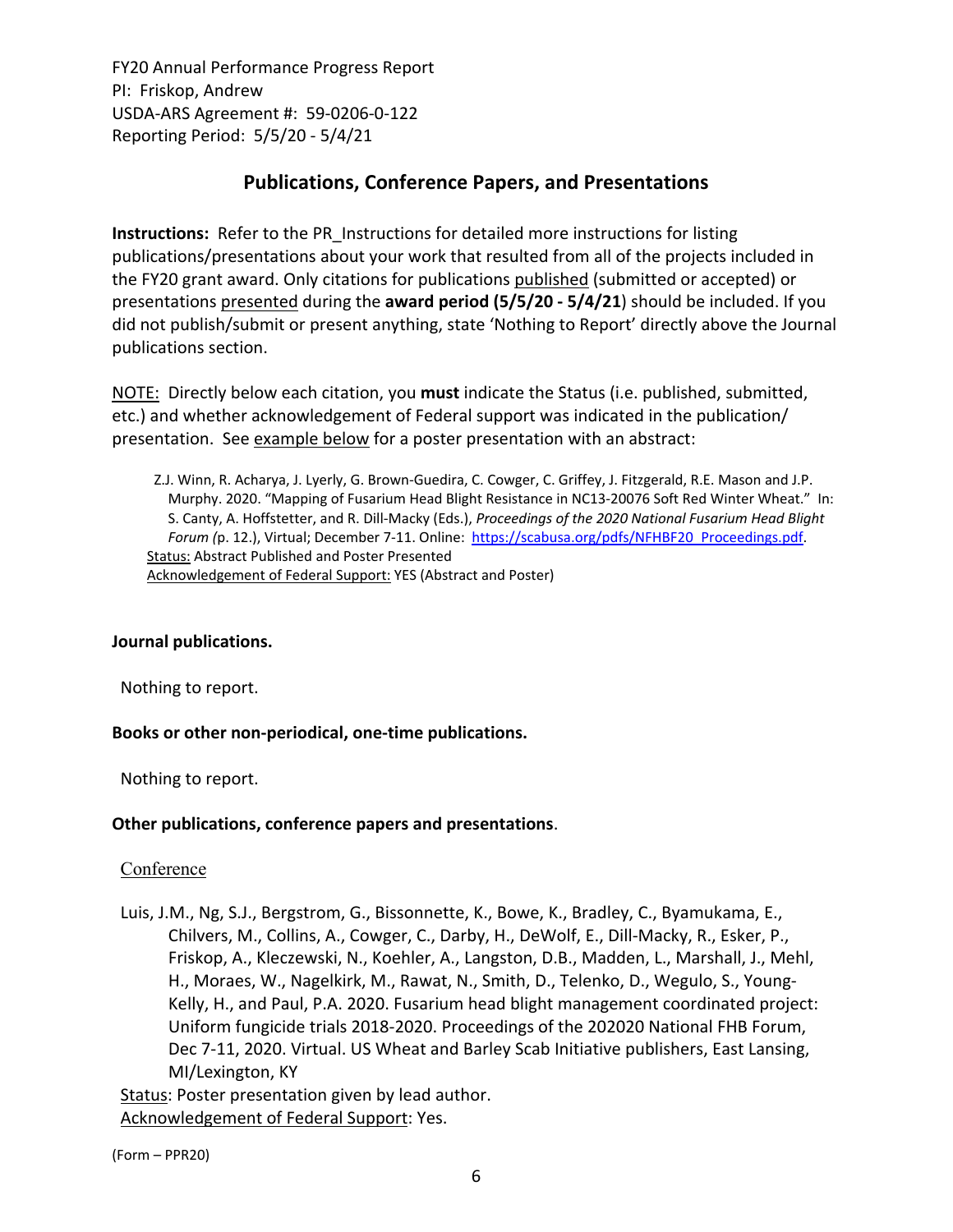FY20 Annual Performance Progress Report
PI: Friskop, Andrew
USDA-ARS Agreement #: 59-0206-0-122
Reporting Period: 5/5/20 - 5/4/21

## Publications, Conference Papers, and Presentations

**Instructions:** Refer to the PR_Instructions for detailed more instructions for listing publications/presentations about your work that resulted from all of the projects included in the FY20 grant award. Only citations for publications published (submitted or accepted) or presentations presented during the **award period (5/5/20 - 5/4/21)** should be included. If you did not publish/submit or present anything, state 'Nothing to Report' directly above the Journal publications section.

NOTE: Directly below each citation, you **must** indicate the Status (i.e. published, submitted, etc.) and whether acknowledgement of Federal support was indicated in the publication/ presentation. See example below for a poster presentation with an abstract:

> Z.J. Winn, R. Acharya, J. Lyerly, G. Brown-Guedira, C. Cowger, C. Griffey, J. Fitzgerald, R.E. Mason and J.P. Murphy. 2020. "Mapping of Fusarium Head Blight Resistance in NC13-20076 Soft Red Winter Wheat." In: S. Canty, A. Hoffstetter, and R. Dill-Macky (Eds.), *Proceedings of the 2020 National Fusarium Head Blight Forum (*p. 12.), Virtual; December 7-11. Online: https://scabusa.org/pdfs/NFHBF20_Proceedings.pdf.
> Status: Abstract Published and Poster Presented
> Acknowledgement of Federal Support: YES (Abstract and Poster)

**Journal publications.**

Nothing to report.

**Books or other non-periodical, one-time publications.**

Nothing to report.

**Other publications, conference papers and presentations**.

Conference

Luis, J.M., Ng, S.J., Bergstrom, G., Bissonnette, K., Bowe, K., Bradley, C., Byamukama, E., Chilvers, M., Collins, A., Cowger, C., Darby, H., DeWolf, E., Dill-Macky, R., Esker, P., Friskop, A., Kleczewski, N., Koehler, A., Langston, D.B., Madden, L., Marshall, J., Mehl, H., Moraes, W., Nagelkirk, M., Rawat, N., Smith, D., Telenko, D., Wegulo, S., Young-Kelly, H., and Paul, P.A. 2020. Fusarium head blight management coordinated project: Uniform fungicide trials 2018-2020. Proceedings of the 202020 National FHB Forum, Dec 7-11, 2020. Virtual. US Wheat and Barley Scab Initiative publishers, East Lansing, MI/Lexington, KY

Status: Poster presentation given by lead author.
Acknowledgement of Federal Support: Yes.

(Form – PPR20)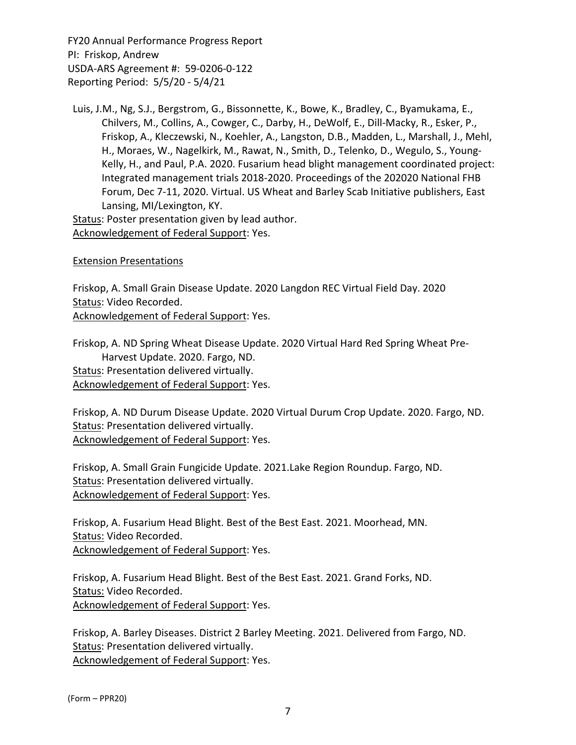Luis, J.M., Ng, S.J., Bergstrom, G., Bissonnette, K., Bowe, K., Bradley, C., Byamukama, E., Chilvers, M., Collins, A., Cowger, C., Darby, H., DeWolf, E., Dill-Macky, R., Esker, P., Friskop, A., Kleczewski, N., Koehler, A., Langston, D.B., Madden, L., Marshall, J., Mehl, H., Moraes, W., Nagelkirk, M., Rawat, N., Smith, D., Telenko, D., Wegulo, S., Young-Kelly, H., and Paul, P.A. 2020. Fusarium head blight management coordinated project: Integrated management trials 2018-2020. Proceedings of the 202020 National FHB Forum, Dec 7-11, 2020. Virtual. US Wheat and Barley Scab Initiative publishers, East Lansing, MI/Lexington, KY.
Status: Poster presentation given by lead author.
Acknowledgement of Federal Support: Yes.

Extension Presentations

Friskop, A. Small Grain Disease Update. 2020 Langdon REC Virtual Field Day. 2020
Status: Video Recorded.
Acknowledgement of Federal Support: Yes.

Friskop, A. ND Spring Wheat Disease Update. 2020 Virtual Hard Red Spring Wheat Pre-Harvest Update. 2020. Fargo, ND.
Status: Presentation delivered virtually.
Acknowledgement of Federal Support: Yes.

Friskop, A. ND Durum Disease Update. 2020 Virtual Durum Crop Update. 2020. Fargo, ND.
Status: Presentation delivered virtually.
Acknowledgement of Federal Support: Yes.

Friskop, A. Small Grain Fungicide Update. 2021.Lake Region Roundup. Fargo, ND.
Status: Presentation delivered virtually.
Acknowledgement of Federal Support: Yes.

Friskop, A. Fusarium Head Blight. Best of the Best East. 2021. Moorhead, MN.
Status: Video Recorded.
Acknowledgement of Federal Support: Yes.

Friskop, A. Fusarium Head Blight. Best of the Best East. 2021. Grand Forks, ND.
Status: Video Recorded.
Acknowledgement of Federal Support: Yes.

Friskop, A. Barley Diseases. District 2 Barley Meeting. 2021. Delivered from Fargo, ND.
Status: Presentation delivered virtually.
Acknowledgement of Federal Support: Yes.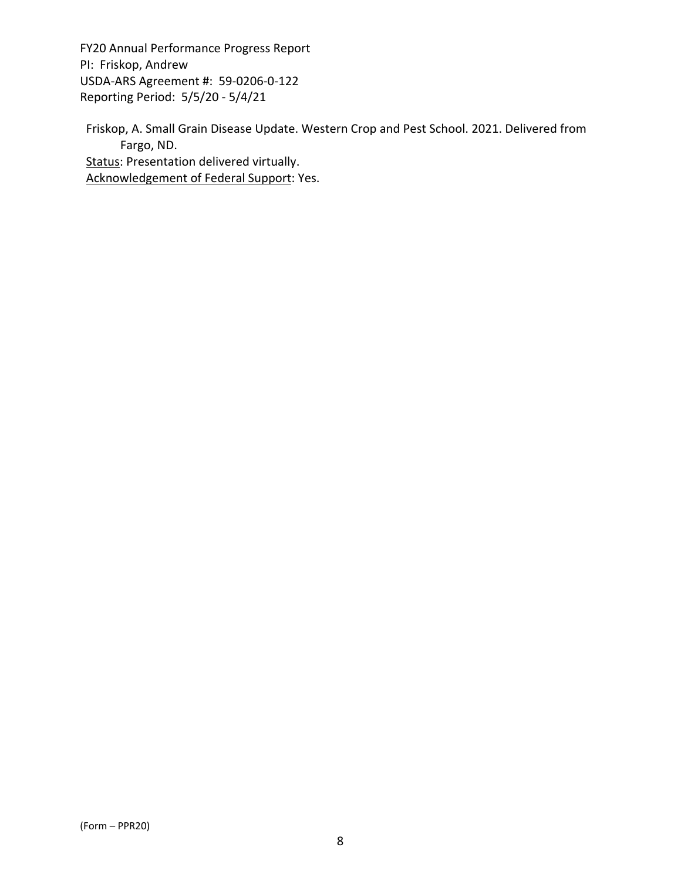Friskop, A. Small Grain Disease Update. Western Crop and Pest School. 2021. Delivered from Fargo, ND.

Status: Presentation delivered virtually.

Acknowledgement of Federal Support: Yes.